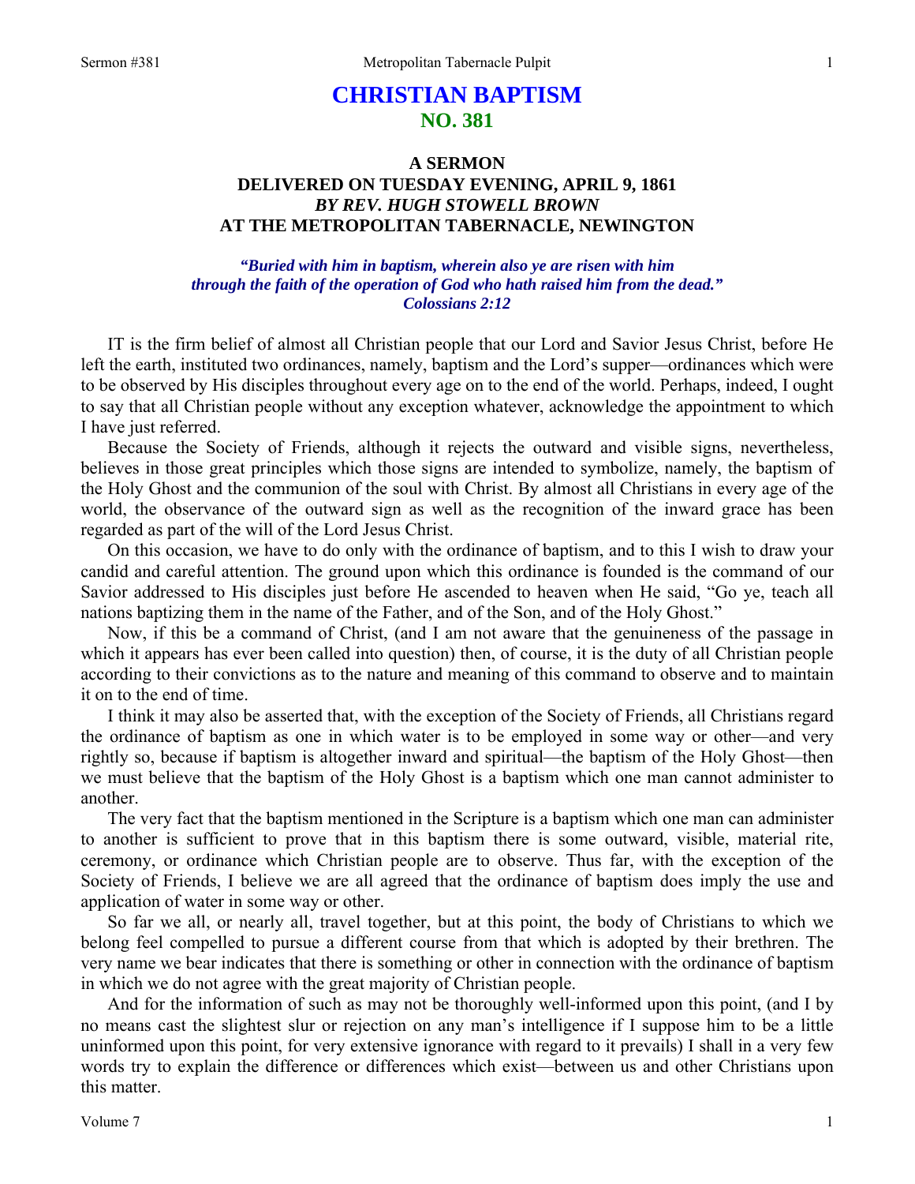# CHRISTIAN BAPTISM
## NO. 381

### A SERMON
### DELIVERED ON TUESDAY EVENING, APRIL 9, 1861
### *BY REV. HUGH STOWELL BROWN*
### AT THE METROPOLITAN TABERNACLE, NEWINGTON

***"Buried with him in baptism, wherein also ye are risen with him through the faith of the operation of God who hath raised him from the dead." Colossians 2:12***

IT is the firm belief of almost all Christian people that our Lord and Savior Jesus Christ, before He left the earth, instituted two ordinances, namely, baptism and the Lord's supper—ordinances which were to be observed by His disciples throughout every age on to the end of the world. Perhaps, indeed, I ought to say that all Christian people without any exception whatever, acknowledge the appointment to which I have just referred.

Because the Society of Friends, although it rejects the outward and visible signs, nevertheless, believes in those great principles which those signs are intended to symbolize, namely, the baptism of the Holy Ghost and the communion of the soul with Christ. By almost all Christians in every age of the world, the observance of the outward sign as well as the recognition of the inward grace has been regarded as part of the will of the Lord Jesus Christ.

On this occasion, we have to do only with the ordinance of baptism, and to this I wish to draw your candid and careful attention. The ground upon which this ordinance is founded is the command of our Savior addressed to His disciples just before He ascended to heaven when He said, "Go ye, teach all nations baptizing them in the name of the Father, and of the Son, and of the Holy Ghost."

Now, if this be a command of Christ, (and I am not aware that the genuineness of the passage in which it appears has ever been called into question) then, of course, it is the duty of all Christian people according to their convictions as to the nature and meaning of this command to observe and to maintain it on to the end of time.

I think it may also be asserted that, with the exception of the Society of Friends, all Christians regard the ordinance of baptism as one in which water is to be employed in some way or other—and very rightly so, because if baptism is altogether inward and spiritual—the baptism of the Holy Ghost—then we must believe that the baptism of the Holy Ghost is a baptism which one man cannot administer to another.

The very fact that the baptism mentioned in the Scripture is a baptism which one man can administer to another is sufficient to prove that in this baptism there is some outward, visible, material rite, ceremony, or ordinance which Christian people are to observe. Thus far, with the exception of the Society of Friends, I believe we are all agreed that the ordinance of baptism does imply the use and application of water in some way or other.

So far we all, or nearly all, travel together, but at this point, the body of Christians to which we belong feel compelled to pursue a different course from that which is adopted by their brethren. The very name we bear indicates that there is something or other in connection with the ordinance of baptism in which we do not agree with the great majority of Christian people.

And for the information of such as may not be thoroughly well-informed upon this point, (and I by no means cast the slightest slur or rejection on any man's intelligence if I suppose him to be a little uninformed upon this point, for very extensive ignorance with regard to it prevails) I shall in a very few words try to explain the difference or differences which exist—between us and other Christians upon this matter.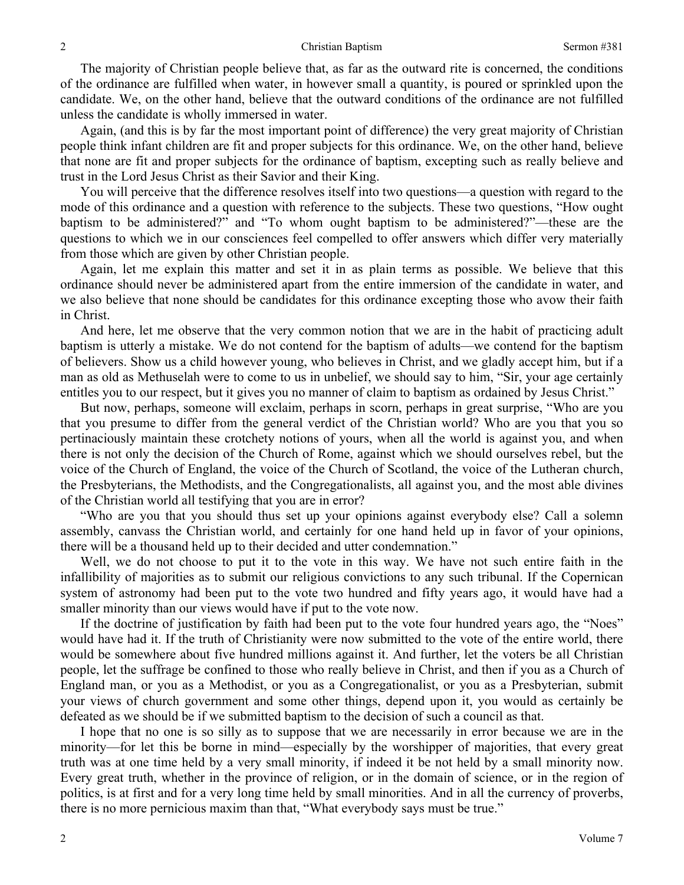The majority of Christian people believe that, as far as the outward rite is concerned, the conditions of the ordinance are fulfilled when water, in however small a quantity, is poured or sprinkled upon the candidate. We, on the other hand, believe that the outward conditions of the ordinance are not fulfilled unless the candidate is wholly immersed in water.

Again, (and this is by far the most important point of difference) the very great majority of Christian people think infant children are fit and proper subjects for this ordinance. We, on the other hand, believe that none are fit and proper subjects for the ordinance of baptism, excepting such as really believe and trust in the Lord Jesus Christ as their Savior and their King.

You will perceive that the difference resolves itself into two questions—a question with regard to the mode of this ordinance and a question with reference to the subjects. These two questions, "How ought baptism to be administered?" and "To whom ought baptism to be administered?"—these are the questions to which we in our consciences feel compelled to offer answers which differ very materially from those which are given by other Christian people.

Again, let me explain this matter and set it in as plain terms as possible. We believe that this ordinance should never be administered apart from the entire immersion of the candidate in water, and we also believe that none should be candidates for this ordinance excepting those who avow their faith in Christ.

And here, let me observe that the very common notion that we are in the habit of practicing adult baptism is utterly a mistake. We do not contend for the baptism of adults—we contend for the baptism of believers. Show us a child however young, who believes in Christ, and we gladly accept him, but if a man as old as Methuselah were to come to us in unbelief, we should say to him, "Sir, your age certainly entitles you to our respect, but it gives you no manner of claim to baptism as ordained by Jesus Christ."

But now, perhaps, someone will exclaim, perhaps in scorn, perhaps in great surprise, "Who are you that you presume to differ from the general verdict of the Christian world? Who are you that you so pertinaciously maintain these crotchety notions of yours, when all the world is against you, and when there is not only the decision of the Church of Rome, against which we should ourselves rebel, but the voice of the Church of England, the voice of the Church of Scotland, the voice of the Lutheran church, the Presbyterians, the Methodists, and the Congregationalists, all against you, and the most able divines of the Christian world all testifying that you are in error?

"Who are you that you should thus set up your opinions against everybody else? Call a solemn assembly, canvass the Christian world, and certainly for one hand held up in favor of your opinions, there will be a thousand held up to their decided and utter condemnation."

Well, we do not choose to put it to the vote in this way. We have not such entire faith in the infallibility of majorities as to submit our religious convictions to any such tribunal. If the Copernican system of astronomy had been put to the vote two hundred and fifty years ago, it would have had a smaller minority than our views would have if put to the vote now.

If the doctrine of justification by faith had been put to the vote four hundred years ago, the "Noes" would have had it. If the truth of Christianity were now submitted to the vote of the entire world, there would be somewhere about five hundred millions against it. And further, let the voters be all Christian people, let the suffrage be confined to those who really believe in Christ, and then if you as a Church of England man, or you as a Methodist, or you as a Congregationalist, or you as a Presbyterian, submit your views of church government and some other things, depend upon it, you would as certainly be defeated as we should be if we submitted baptism to the decision of such a council as that.

I hope that no one is so silly as to suppose that we are necessarily in error because we are in the minority—for let this be borne in mind—especially by the worshipper of majorities, that every great truth was at one time held by a very small minority, if indeed it be not held by a small minority now. Every great truth, whether in the province of religion, or in the domain of science, or in the region of politics, is at first and for a very long time held by small minorities. And in all the currency of proverbs, there is no more pernicious maxim than that, "What everybody says must be true."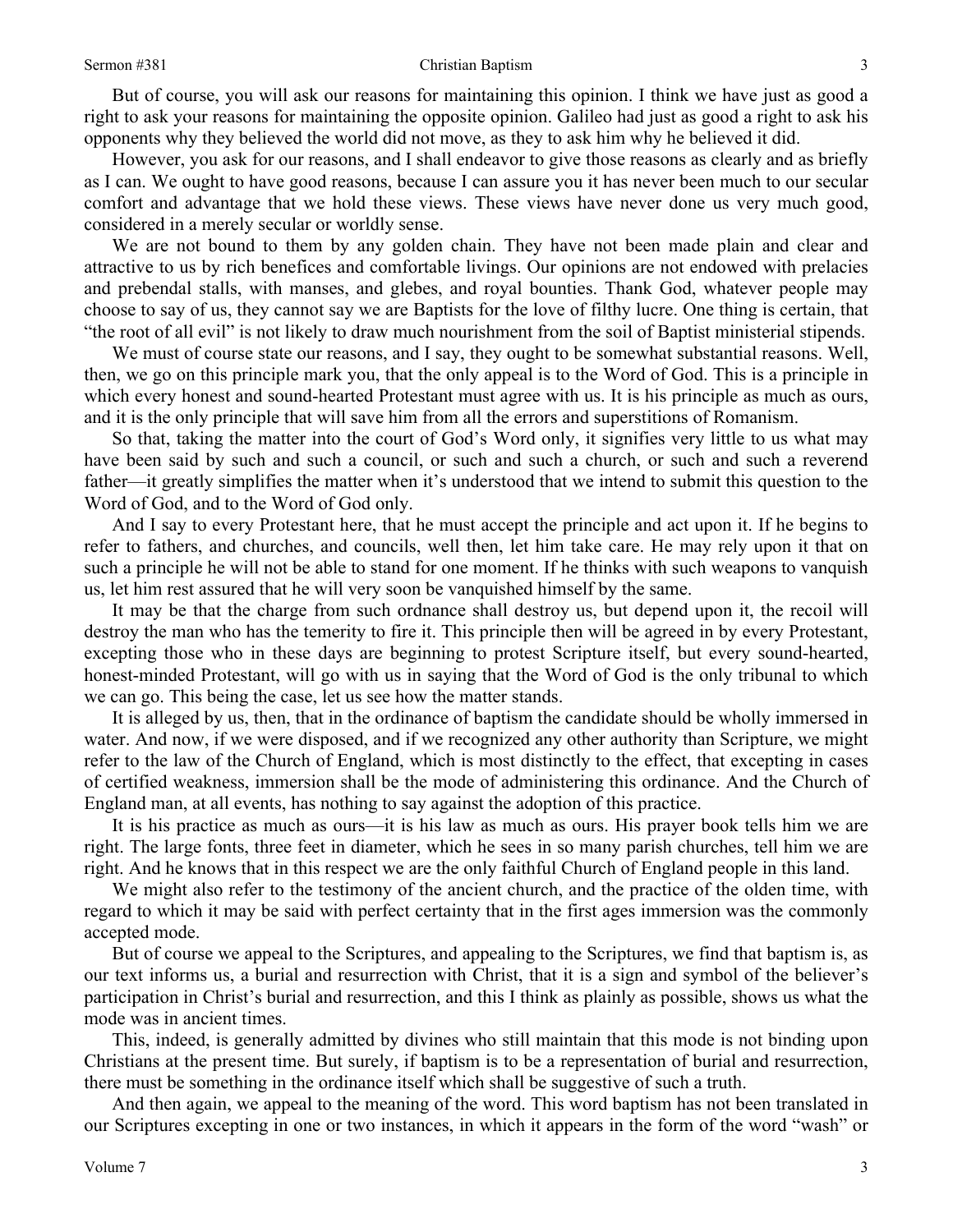But of course, you will ask our reasons for maintaining this opinion. I think we have just as good a right to ask your reasons for maintaining the opposite opinion. Galileo had just as good a right to ask his opponents why they believed the world did not move, as they to ask him why he believed it did.

However, you ask for our reasons, and I shall endeavor to give those reasons as clearly and as briefly as I can. We ought to have good reasons, because I can assure you it has never been much to our secular comfort and advantage that we hold these views. These views have never done us very much good, considered in a merely secular or worldly sense.

We are not bound to them by any golden chain. They have not been made plain and clear and attractive to us by rich benefices and comfortable livings. Our opinions are not endowed with prelacies and prebendal stalls, with manses, and glebes, and royal bounties. Thank God, whatever people may choose to say of us, they cannot say we are Baptists for the love of filthy lucre. One thing is certain, that "the root of all evil" is not likely to draw much nourishment from the soil of Baptist ministerial stipends.

We must of course state our reasons, and I say, they ought to be somewhat substantial reasons. Well, then, we go on this principle mark you, that the only appeal is to the Word of God. This is a principle in which every honest and sound-hearted Protestant must agree with us. It is his principle as much as ours, and it is the only principle that will save him from all the errors and superstitions of Romanism.

So that, taking the matter into the court of God's Word only, it signifies very little to us what may have been said by such and such a council, or such and such a church, or such and such a reverend father—it greatly simplifies the matter when it's understood that we intend to submit this question to the Word of God, and to the Word of God only.

And I say to every Protestant here, that he must accept the principle and act upon it. If he begins to refer to fathers, and churches, and councils, well then, let him take care. He may rely upon it that on such a principle he will not be able to stand for one moment. If he thinks with such weapons to vanquish us, let him rest assured that he will very soon be vanquished himself by the same.

It may be that the charge from such ordnance shall destroy us, but depend upon it, the recoil will destroy the man who has the temerity to fire it. This principle then will be agreed in by every Protestant, excepting those who in these days are beginning to protest Scripture itself, but every sound-hearted, honest-minded Protestant, will go with us in saying that the Word of God is the only tribunal to which we can go. This being the case, let us see how the matter stands.

It is alleged by us, then, that in the ordinance of baptism the candidate should be wholly immersed in water. And now, if we were disposed, and if we recognized any other authority than Scripture, we might refer to the law of the Church of England, which is most distinctly to the effect, that excepting in cases of certified weakness, immersion shall be the mode of administering this ordinance. And the Church of England man, at all events, has nothing to say against the adoption of this practice.

It is his practice as much as ours—it is his law as much as ours. His prayer book tells him we are right. The large fonts, three feet in diameter, which he sees in so many parish churches, tell him we are right. And he knows that in this respect we are the only faithful Church of England people in this land.

We might also refer to the testimony of the ancient church, and the practice of the olden time, with regard to which it may be said with perfect certainty that in the first ages immersion was the commonly accepted mode.

But of course we appeal to the Scriptures, and appealing to the Scriptures, we find that baptism is, as our text informs us, a burial and resurrection with Christ, that it is a sign and symbol of the believer's participation in Christ's burial and resurrection, and this I think as plainly as possible, shows us what the mode was in ancient times.

This, indeed, is generally admitted by divines who still maintain that this mode is not binding upon Christians at the present time. But surely, if baptism is to be a representation of burial and resurrection, there must be something in the ordinance itself which shall be suggestive of such a truth.

And then again, we appeal to the meaning of the word. This word baptism has not been translated in our Scriptures excepting in one or two instances, in which it appears in the form of the word "wash" or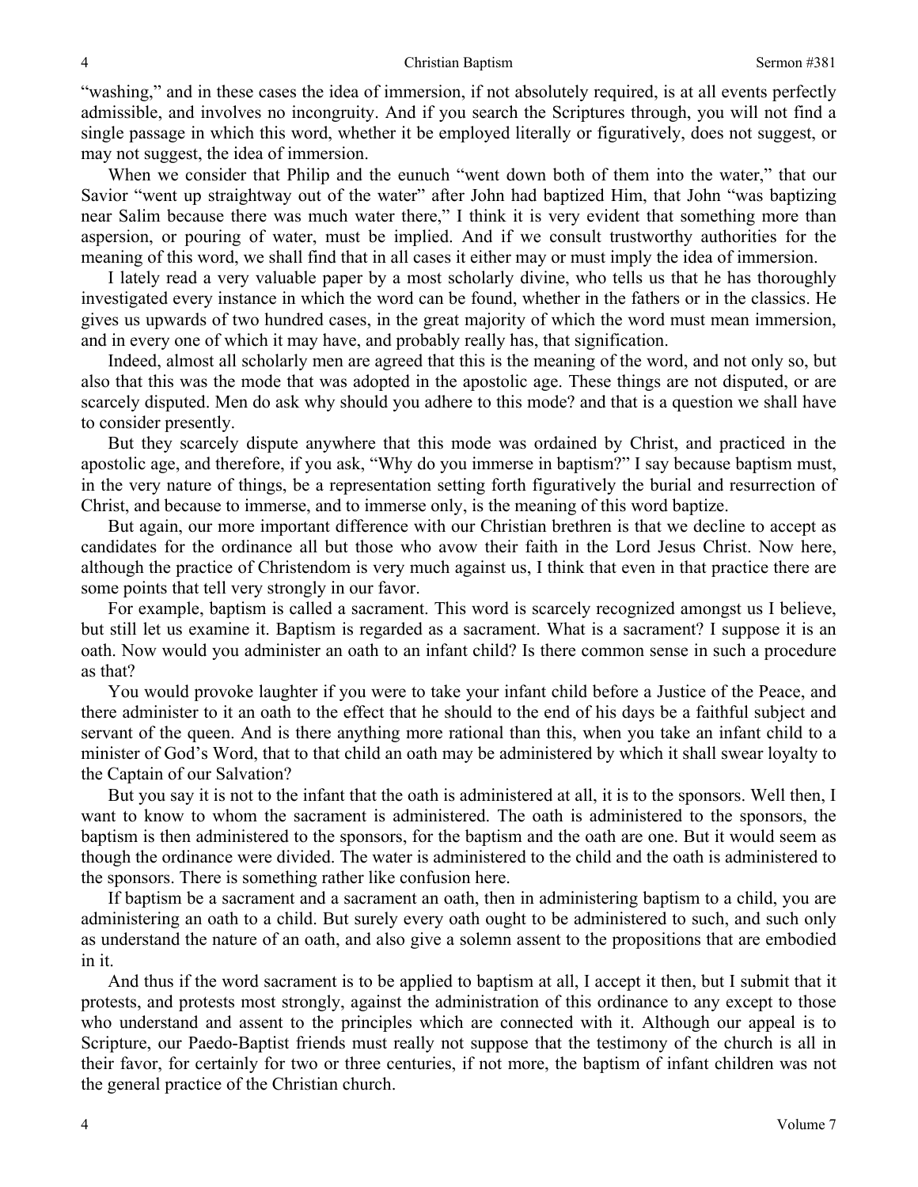"washing," and in these cases the idea of immersion, if not absolutely required, is at all events perfectly admissible, and involves no incongruity. And if you search the Scriptures through, you will not find a single passage in which this word, whether it be employed literally or figuratively, does not suggest, or may not suggest, the idea of immersion.

When we consider that Philip and the eunuch "went down both of them into the water," that our Savior "went up straightway out of the water" after John had baptized Him, that John "was baptizing near Salim because there was much water there," I think it is very evident that something more than aspersion, or pouring of water, must be implied. And if we consult trustworthy authorities for the meaning of this word, we shall find that in all cases it either may or must imply the idea of immersion.

I lately read a very valuable paper by a most scholarly divine, who tells us that he has thoroughly investigated every instance in which the word can be found, whether in the fathers or in the classics. He gives us upwards of two hundred cases, in the great majority of which the word must mean immersion, and in every one of which it may have, and probably really has, that signification.

Indeed, almost all scholarly men are agreed that this is the meaning of the word, and not only so, but also that this was the mode that was adopted in the apostolic age. These things are not disputed, or are scarcely disputed. Men do ask why should you adhere to this mode? and that is a question we shall have to consider presently.

But they scarcely dispute anywhere that this mode was ordained by Christ, and practiced in the apostolic age, and therefore, if you ask, "Why do you immerse in baptism?" I say because baptism must, in the very nature of things, be a representation setting forth figuratively the burial and resurrection of Christ, and because to immerse, and to immerse only, is the meaning of this word baptize.

But again, our more important difference with our Christian brethren is that we decline to accept as candidates for the ordinance all but those who avow their faith in the Lord Jesus Christ. Now here, although the practice of Christendom is very much against us, I think that even in that practice there are some points that tell very strongly in our favor.

For example, baptism is called a sacrament. This word is scarcely recognized amongst us I believe, but still let us examine it. Baptism is regarded as a sacrament. What is a sacrament? I suppose it is an oath. Now would you administer an oath to an infant child? Is there common sense in such a procedure as that?

You would provoke laughter if you were to take your infant child before a Justice of the Peace, and there administer to it an oath to the effect that he should to the end of his days be a faithful subject and servant of the queen. And is there anything more rational than this, when you take an infant child to a minister of God's Word, that to that child an oath may be administered by which it shall swear loyalty to the Captain of our Salvation?

But you say it is not to the infant that the oath is administered at all, it is to the sponsors. Well then, I want to know to whom the sacrament is administered. The oath is administered to the sponsors, the baptism is then administered to the sponsors, for the baptism and the oath are one. But it would seem as though the ordinance were divided. The water is administered to the child and the oath is administered to the sponsors. There is something rather like confusion here.

If baptism be a sacrament and a sacrament an oath, then in administering baptism to a child, you are administering an oath to a child. But surely every oath ought to be administered to such, and such only as understand the nature of an oath, and also give a solemn assent to the propositions that are embodied in it.

And thus if the word sacrament is to be applied to baptism at all, I accept it then, but I submit that it protests, and protests most strongly, against the administration of this ordinance to any except to those who understand and assent to the principles which are connected with it. Although our appeal is to Scripture, our Paedo-Baptist friends must really not suppose that the testimony of the church is all in their favor, for certainly for two or three centuries, if not more, the baptism of infant children was not the general practice of the Christian church.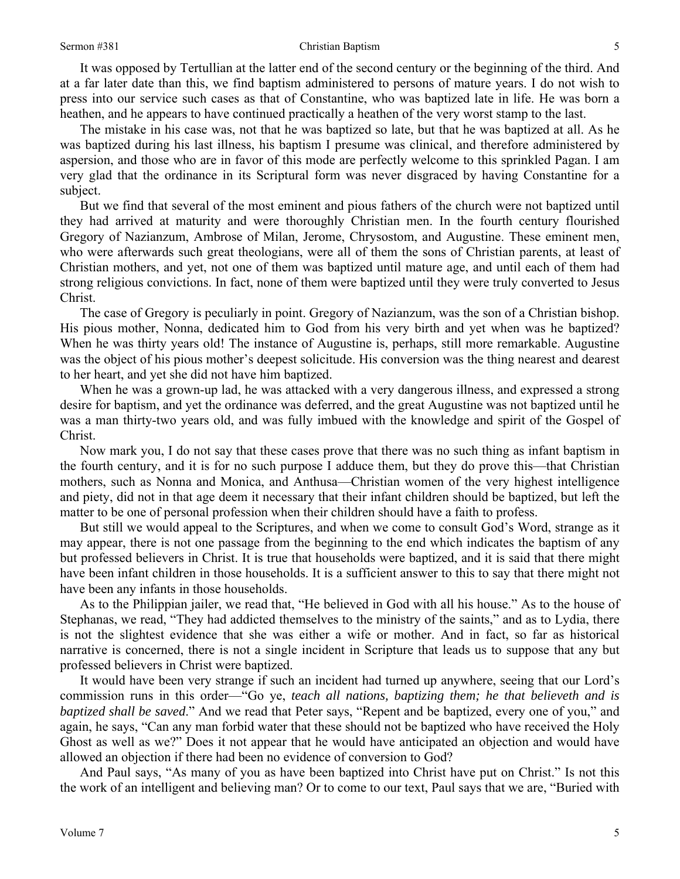It was opposed by Tertullian at the latter end of the second century or the beginning of the third. And at a far later date than this, we find baptism administered to persons of mature years. I do not wish to press into our service such cases as that of Constantine, who was baptized late in life. He was born a heathen, and he appears to have continued practically a heathen of the very worst stamp to the last.

The mistake in his case was, not that he was baptized so late, but that he was baptized at all. As he was baptized during his last illness, his baptism I presume was clinical, and therefore administered by aspersion, and those who are in favor of this mode are perfectly welcome to this sprinkled Pagan. I am very glad that the ordinance in its Scriptural form was never disgraced by having Constantine for a subject.

But we find that several of the most eminent and pious fathers of the church were not baptized until they had arrived at maturity and were thoroughly Christian men. In the fourth century flourished Gregory of Nazianzum, Ambrose of Milan, Jerome, Chrysostom, and Augustine. These eminent men, who were afterwards such great theologians, were all of them the sons of Christian parents, at least of Christian mothers, and yet, not one of them was baptized until mature age, and until each of them had strong religious convictions. In fact, none of them were baptized until they were truly converted to Jesus Christ.

The case of Gregory is peculiarly in point. Gregory of Nazianzum, was the son of a Christian bishop. His pious mother, Nonna, dedicated him to God from his very birth and yet when was he baptized? When he was thirty years old! The instance of Augustine is, perhaps, still more remarkable. Augustine was the object of his pious mother's deepest solicitude. His conversion was the thing nearest and dearest to her heart, and yet she did not have him baptized.

When he was a grown-up lad, he was attacked with a very dangerous illness, and expressed a strong desire for baptism, and yet the ordinance was deferred, and the great Augustine was not baptized until he was a man thirty-two years old, and was fully imbued with the knowledge and spirit of the Gospel of Christ.

Now mark you, I do not say that these cases prove that there was no such thing as infant baptism in the fourth century, and it is for no such purpose I adduce them, but they do prove this—that Christian mothers, such as Nonna and Monica, and Anthusa—Christian women of the very highest intelligence and piety, did not in that age deem it necessary that their infant children should be baptized, but left the matter to be one of personal profession when their children should have a faith to profess.

But still we would appeal to the Scriptures, and when we come to consult God's Word, strange as it may appear, there is not one passage from the beginning to the end which indicates the baptism of any but professed believers in Christ. It is true that households were baptized, and it is said that there might have been infant children in those households. It is a sufficient answer to this to say that there might not have been any infants in those households.

As to the Philippian jailer, we read that, "He believed in God with all his house." As to the house of Stephanas, we read, "They had addicted themselves to the ministry of the saints," and as to Lydia, there is not the slightest evidence that she was either a wife or mother. And in fact, so far as historical narrative is concerned, there is not a single incident in Scripture that leads us to suppose that any but professed believers in Christ were baptized.

It would have been very strange if such an incident had turned up anywhere, seeing that our Lord's commission runs in this order—"Go ye, *teach all nations, baptizing them; he that believeth and is baptized shall be saved*." And we read that Peter says, "Repent and be baptized, every one of you," and again, he says, "Can any man forbid water that these should not be baptized who have received the Holy Ghost as well as we?" Does it not appear that he would have anticipated an objection and would have allowed an objection if there had been no evidence of conversion to God?

And Paul says, "As many of you as have been baptized into Christ have put on Christ." Is not this the work of an intelligent and believing man? Or to come to our text, Paul says that we are, "Buried with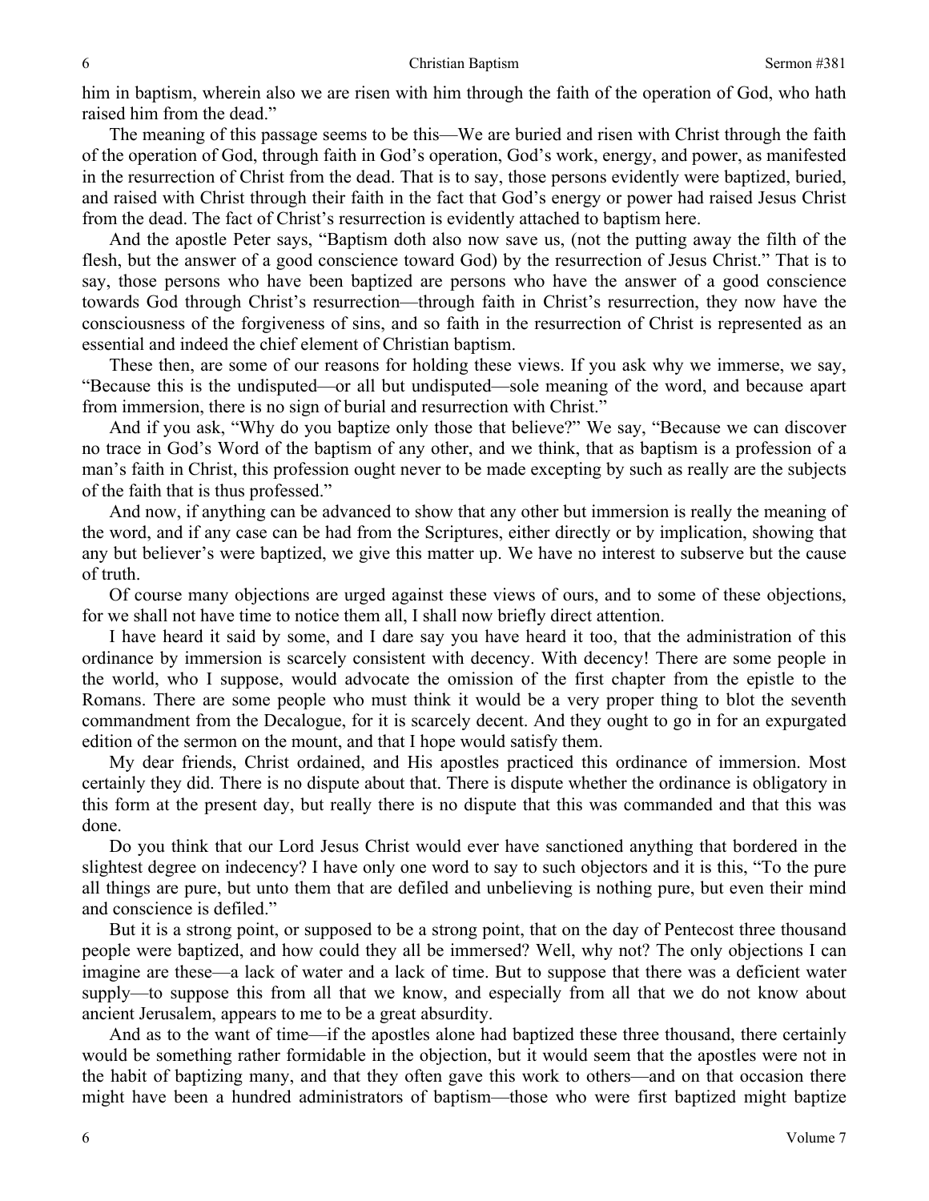him in baptism, wherein also we are risen with him through the faith of the operation of God, who hath raised him from the dead."

The meaning of this passage seems to be this—We are buried and risen with Christ through the faith of the operation of God, through faith in God's operation, God's work, energy, and power, as manifested in the resurrection of Christ from the dead. That is to say, those persons evidently were baptized, buried, and raised with Christ through their faith in the fact that God's energy or power had raised Jesus Christ from the dead. The fact of Christ's resurrection is evidently attached to baptism here.

And the apostle Peter says, "Baptism doth also now save us, (not the putting away the filth of the flesh, but the answer of a good conscience toward God) by the resurrection of Jesus Christ." That is to say, those persons who have been baptized are persons who have the answer of a good conscience towards God through Christ's resurrection—through faith in Christ's resurrection, they now have the consciousness of the forgiveness of sins, and so faith in the resurrection of Christ is represented as an essential and indeed the chief element of Christian baptism.

These then, are some of our reasons for holding these views. If you ask why we immerse, we say, "Because this is the undisputed—or all but undisputed—sole meaning of the word, and because apart from immersion, there is no sign of burial and resurrection with Christ."

And if you ask, "Why do you baptize only those that believe?" We say, "Because we can discover no trace in God's Word of the baptism of any other, and we think, that as baptism is a profession of a man's faith in Christ, this profession ought never to be made excepting by such as really are the subjects of the faith that is thus professed."

And now, if anything can be advanced to show that any other but immersion is really the meaning of the word, and if any case can be had from the Scriptures, either directly or by implication, showing that any but believer's were baptized, we give this matter up. We have no interest to subserve but the cause of truth.

Of course many objections are urged against these views of ours, and to some of these objections, for we shall not have time to notice them all, I shall now briefly direct attention.

I have heard it said by some, and I dare say you have heard it too, that the administration of this ordinance by immersion is scarcely consistent with decency. With decency! There are some people in the world, who I suppose, would advocate the omission of the first chapter from the epistle to the Romans. There are some people who must think it would be a very proper thing to blot the seventh commandment from the Decalogue, for it is scarcely decent. And they ought to go in for an expurgated edition of the sermon on the mount, and that I hope would satisfy them.

My dear friends, Christ ordained, and His apostles practiced this ordinance of immersion. Most certainly they did. There is no dispute about that. There is dispute whether the ordinance is obligatory in this form at the present day, but really there is no dispute that this was commanded and that this was done.

Do you think that our Lord Jesus Christ would ever have sanctioned anything that bordered in the slightest degree on indecency? I have only one word to say to such objectors and it is this, "To the pure all things are pure, but unto them that are defiled and unbelieving is nothing pure, but even their mind and conscience is defiled."

But it is a strong point, or supposed to be a strong point, that on the day of Pentecost three thousand people were baptized, and how could they all be immersed? Well, why not? The only objections I can imagine are these—a lack of water and a lack of time. But to suppose that there was a deficient water supply—to suppose this from all that we know, and especially from all that we do not know about ancient Jerusalem, appears to me to be a great absurdity.

And as to the want of time—if the apostles alone had baptized these three thousand, there certainly would be something rather formidable in the objection, but it would seem that the apostles were not in the habit of baptizing many, and that they often gave this work to others—and on that occasion there might have been a hundred administrators of baptism—those who were first baptized might baptize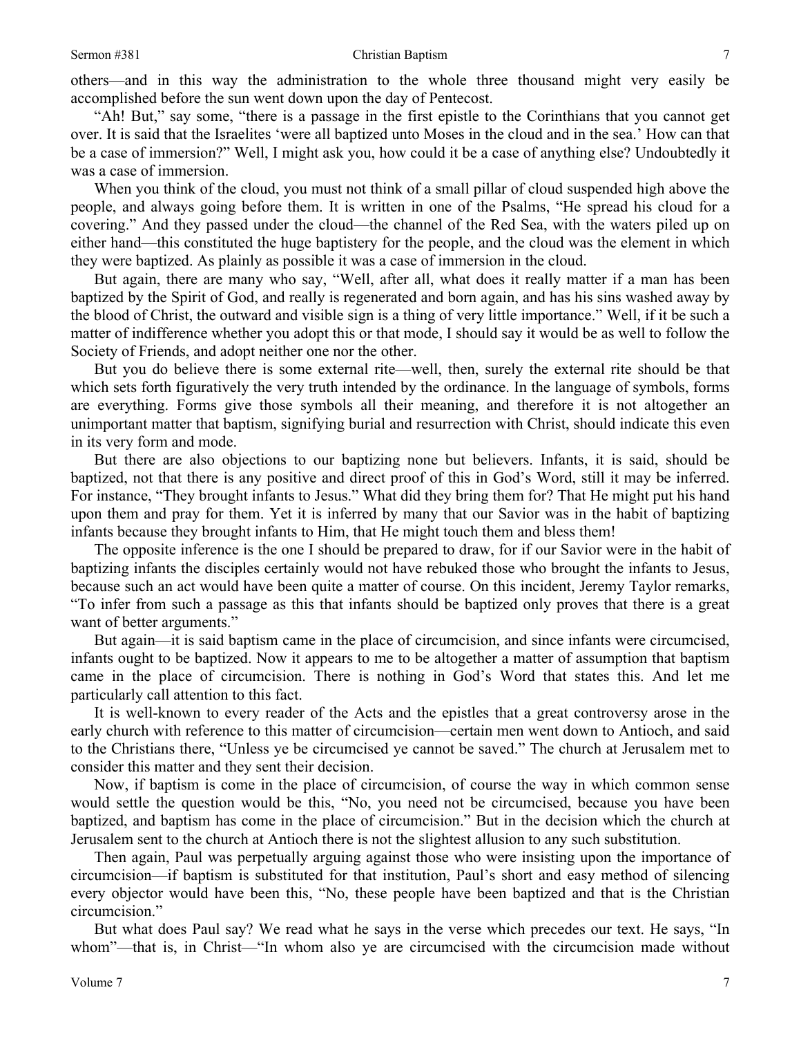others—and in this way the administration to the whole three thousand might very easily be accomplished before the sun went down upon the day of Pentecost.

"Ah! But," say some, "there is a passage in the first epistle to the Corinthians that you cannot get over. It is said that the Israelites 'were all baptized unto Moses in the cloud and in the sea.' How can that be a case of immersion?" Well, I might ask you, how could it be a case of anything else? Undoubtedly it was a case of immersion.

When you think of the cloud, you must not think of a small pillar of cloud suspended high above the people, and always going before them. It is written in one of the Psalms, "He spread his cloud for a covering." And they passed under the cloud—the channel of the Red Sea, with the waters piled up on either hand—this constituted the huge baptistery for the people, and the cloud was the element in which they were baptized. As plainly as possible it was a case of immersion in the cloud.

But again, there are many who say, "Well, after all, what does it really matter if a man has been baptized by the Spirit of God, and really is regenerated and born again, and has his sins washed away by the blood of Christ, the outward and visible sign is a thing of very little importance." Well, if it be such a matter of indifference whether you adopt this or that mode, I should say it would be as well to follow the Society of Friends, and adopt neither one nor the other.

But you do believe there is some external rite—well, then, surely the external rite should be that which sets forth figuratively the very truth intended by the ordinance. In the language of symbols, forms are everything. Forms give those symbols all their meaning, and therefore it is not altogether an unimportant matter that baptism, signifying burial and resurrection with Christ, should indicate this even in its very form and mode.

But there are also objections to our baptizing none but believers. Infants, it is said, should be baptized, not that there is any positive and direct proof of this in God's Word, still it may be inferred. For instance, "They brought infants to Jesus." What did they bring them for? That He might put his hand upon them and pray for them. Yet it is inferred by many that our Savior was in the habit of baptizing infants because they brought infants to Him, that He might touch them and bless them!

The opposite inference is the one I should be prepared to draw, for if our Savior were in the habit of baptizing infants the disciples certainly would not have rebuked those who brought the infants to Jesus, because such an act would have been quite a matter of course. On this incident, Jeremy Taylor remarks, "To infer from such a passage as this that infants should be baptized only proves that there is a great want of better arguments."

But again—it is said baptism came in the place of circumcision, and since infants were circumcised, infants ought to be baptized. Now it appears to me to be altogether a matter of assumption that baptism came in the place of circumcision. There is nothing in God's Word that states this. And let me particularly call attention to this fact.

It is well-known to every reader of the Acts and the epistles that a great controversy arose in the early church with reference to this matter of circumcision—certain men went down to Antioch, and said to the Christians there, "Unless ye be circumcised ye cannot be saved." The church at Jerusalem met to consider this matter and they sent their decision.

Now, if baptism is come in the place of circumcision, of course the way in which common sense would settle the question would be this, "No, you need not be circumcised, because you have been baptized, and baptism has come in the place of circumcision." But in the decision which the church at Jerusalem sent to the church at Antioch there is not the slightest allusion to any such substitution.

Then again, Paul was perpetually arguing against those who were insisting upon the importance of circumcision—if baptism is substituted for that institution, Paul's short and easy method of silencing every objector would have been this, "No, these people have been baptized and that is the Christian circumcision."

But what does Paul say? We read what he says in the verse which precedes our text. He says, "In whom"—that is, in Christ—"In whom also ye are circumcised with the circumcision made without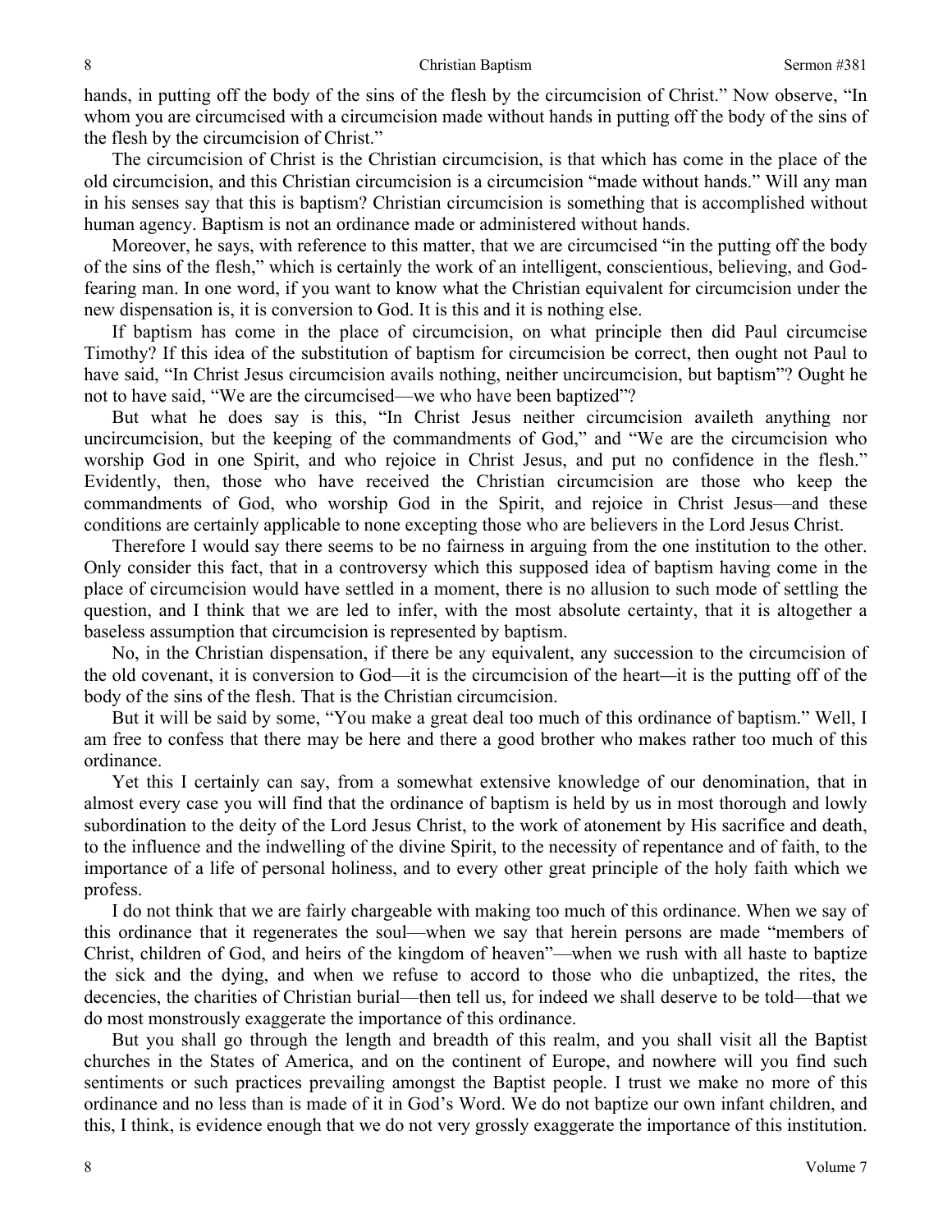hands, in putting off the body of the sins of the flesh by the circumcision of Christ." Now observe, "In whom you are circumcised with a circumcision made without hands in putting off the body of the sins of the flesh by the circumcision of Christ."

The circumcision of Christ is the Christian circumcision, is that which has come in the place of the old circumcision, and this Christian circumcision is a circumcision "made without hands." Will any man in his senses say that this is baptism? Christian circumcision is something that is accomplished without human agency. Baptism is not an ordinance made or administered without hands.

Moreover, he says, with reference to this matter, that we are circumcised "in the putting off the body of the sins of the flesh," which is certainly the work of an intelligent, conscientious, believing, and God-fearing man. In one word, if you want to know what the Christian equivalent for circumcision under the new dispensation is, it is conversion to God. It is this and it is nothing else.

If baptism has come in the place of circumcision, on what principle then did Paul circumcise Timothy? If this idea of the substitution of baptism for circumcision be correct, then ought not Paul to have said, "In Christ Jesus circumcision avails nothing, neither uncircumcision, but baptism"? Ought he not to have said, "We are the circumcised—we who have been baptized"?

But what he does say is this, "In Christ Jesus neither circumcision availeth anything nor uncircumcision, but the keeping of the commandments of God," and "We are the circumcision who worship God in one Spirit, and who rejoice in Christ Jesus, and put no confidence in the flesh." Evidently, then, those who have received the Christian circumcision are those who keep the commandments of God, who worship God in the Spirit, and rejoice in Christ Jesus—and these conditions are certainly applicable to none excepting those who are believers in the Lord Jesus Christ.

Therefore I would say there seems to be no fairness in arguing from the one institution to the other. Only consider this fact, that in a controversy which this supposed idea of baptism having come in the place of circumcision would have settled in a moment, there is no allusion to such mode of settling the question, and I think that we are led to infer, with the most absolute certainty, that it is altogether a baseless assumption that circumcision is represented by baptism.

No, in the Christian dispensation, if there be any equivalent, any succession to the circumcision of the old covenant, it is conversion to God—it is the circumcision of the heart—it is the putting off of the body of the sins of the flesh. That is the Christian circumcision.

But it will be said by some, "You make a great deal too much of this ordinance of baptism." Well, I am free to confess that there may be here and there a good brother who makes rather too much of this ordinance.

Yet this I certainly can say, from a somewhat extensive knowledge of our denomination, that in almost every case you will find that the ordinance of baptism is held by us in most thorough and lowly subordination to the deity of the Lord Jesus Christ, to the work of atonement by His sacrifice and death, to the influence and the indwelling of the divine Spirit, to the necessity of repentance and of faith, to the importance of a life of personal holiness, and to every other great principle of the holy faith which we profess.

I do not think that we are fairly chargeable with making too much of this ordinance. When we say of this ordinance that it regenerates the soul—when we say that herein persons are made "members of Christ, children of God, and heirs of the kingdom of heaven"—when we rush with all haste to baptize the sick and the dying, and when we refuse to accord to those who die unbaptized, the rites, the decencies, the charities of Christian burial—then tell us, for indeed we shall deserve to be told—that we do most monstrously exaggerate the importance of this ordinance.

But you shall go through the length and breadth of this realm, and you shall visit all the Baptist churches in the States of America, and on the continent of Europe, and nowhere will you find such sentiments or such practices prevailing amongst the Baptist people. I trust we make no more of this ordinance and no less than is made of it in God's Word. We do not baptize our own infant children, and this, I think, is evidence enough that we do not very grossly exaggerate the importance of this institution.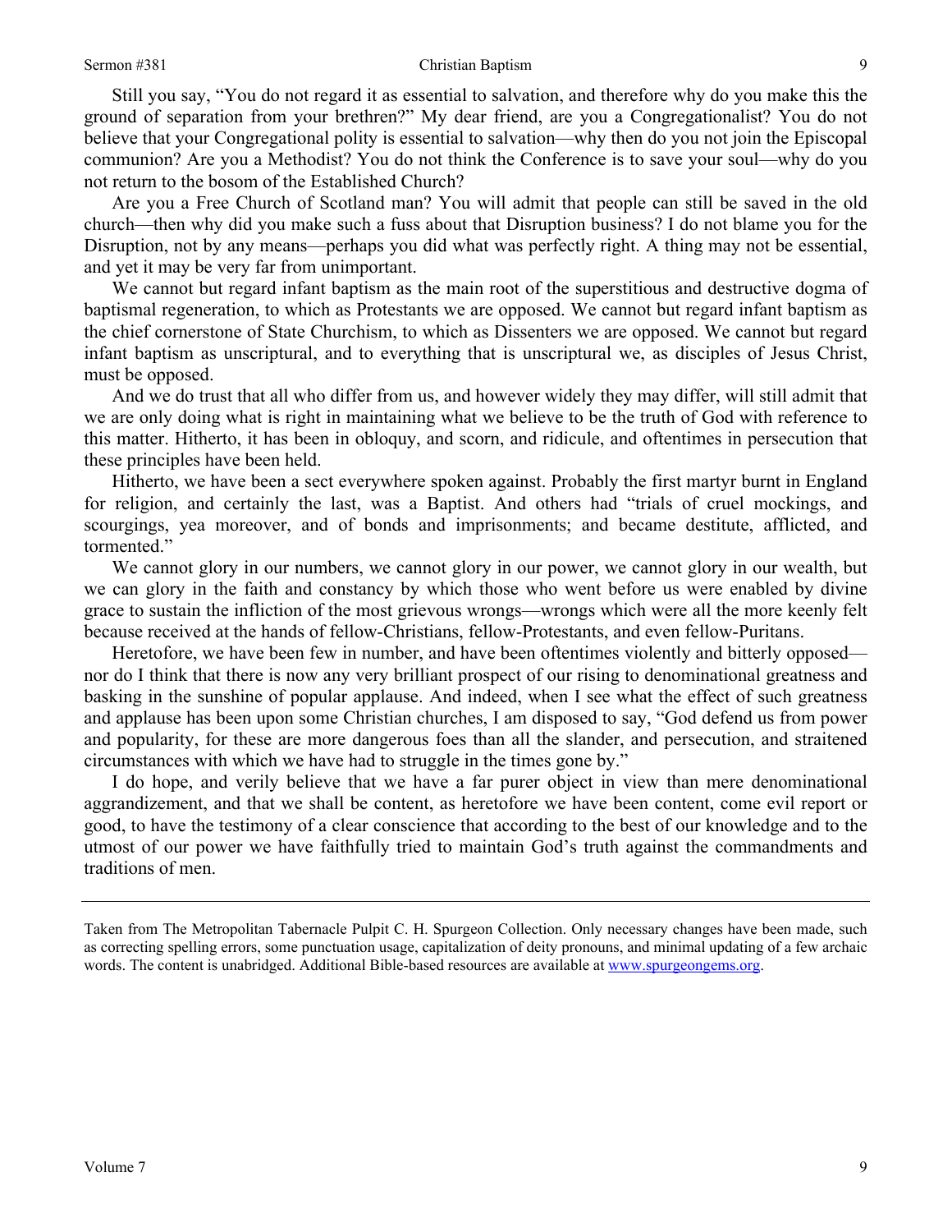Still you say, "You do not regard it as essential to salvation, and therefore why do you make this the ground of separation from your brethren?" My dear friend, are you a Congregationalist? You do not believe that your Congregational polity is essential to salvation—why then do you not join the Episcopal communion? Are you a Methodist? You do not think the Conference is to save your soul—why do you not return to the bosom of the Established Church?

Are you a Free Church of Scotland man? You will admit that people can still be saved in the old church—then why did you make such a fuss about that Disruption business? I do not blame you for the Disruption, not by any means—perhaps you did what was perfectly right. A thing may not be essential, and yet it may be very far from unimportant.

We cannot but regard infant baptism as the main root of the superstitious and destructive dogma of baptismal regeneration, to which as Protestants we are opposed. We cannot but regard infant baptism as the chief cornerstone of State Churchism, to which as Dissenters we are opposed. We cannot but regard infant baptism as unscriptural, and to everything that is unscriptural we, as disciples of Jesus Christ, must be opposed.

And we do trust that all who differ from us, and however widely they may differ, will still admit that we are only doing what is right in maintaining what we believe to be the truth of God with reference to this matter. Hitherto, it has been in obloquy, and scorn, and ridicule, and oftentimes in persecution that these principles have been held.

Hitherto, we have been a sect everywhere spoken against. Probably the first martyr burnt in England for religion, and certainly the last, was a Baptist. And others had "trials of cruel mockings, and scourgings, yea moreover, and of bonds and imprisonments; and became destitute, afflicted, and tormented."

We cannot glory in our numbers, we cannot glory in our power, we cannot glory in our wealth, but we can glory in the faith and constancy by which those who went before us were enabled by divine grace to sustain the infliction of the most grievous wrongs—wrongs which were all the more keenly felt because received at the hands of fellow-Christians, fellow-Protestants, and even fellow-Puritans.

Heretofore, we have been few in number, and have been oftentimes violently and bitterly opposed—nor do I think that there is now any very brilliant prospect of our rising to denominational greatness and basking in the sunshine of popular applause. And indeed, when I see what the effect of such greatness and applause has been upon some Christian churches, I am disposed to say, "God defend us from power and popularity, for these are more dangerous foes than all the slander, and persecution, and straitened circumstances with which we have had to struggle in the times gone by."

I do hope, and verily believe that we have a far purer object in view than mere denominational aggrandizement, and that we shall be content, as heretofore we have been content, come evil report or good, to have the testimony of a clear conscience that according to the best of our knowledge and to the utmost of our power we have faithfully tried to maintain God's truth against the commandments and traditions of men.

---

Taken from The Metropolitan Tabernacle Pulpit C. H. Spurgeon Collection. Only necessary changes have been made, such as correcting spelling errors, some punctuation usage, capitalization of deity pronouns, and minimal updating of a few archaic words. The content is unabridged. Additional Bible-based resources are available at www.spurgeongems.org.